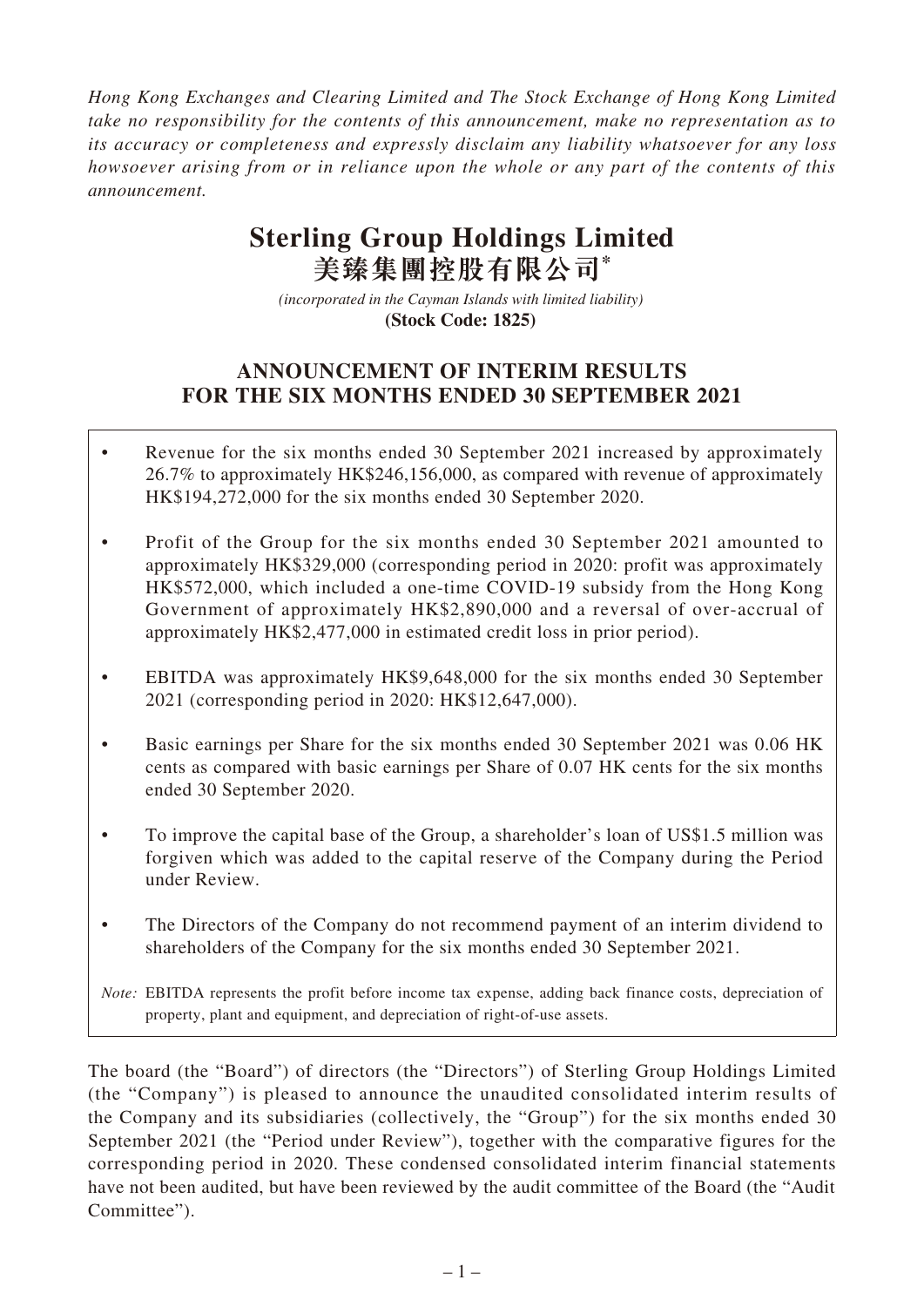*Hong Kong Exchanges and Clearing Limited and The Stock Exchange of Hong Kong Limited take no responsibility for the contents of this announcement, make no representation as to its accuracy or completeness and expressly disclaim any liability whatsoever for any loss howsoever arising from or in reliance upon the whole or any part of the contents of this announcement.*

# Sterling Group Holdings Limited
# 美臻集團控股有限公司*

*(incorporated in the Cayman Islands with limited liability)*
**(Stock Code: 1825)**

## ANNOUNCEMENT OF INTERIM RESULTS FOR THE SIX MONTHS ENDED 30 SEPTEMBER 2021

- Revenue for the six months ended 30 September 2021 increased by approximately 26.7% to approximately HK$246,156,000, as compared with revenue of approximately HK$194,272,000 for the six months ended 30 September 2020.
- Profit of the Group for the six months ended 30 September 2021 amounted to approximately HK$329,000 (corresponding period in 2020: profit was approximately HK$572,000, which included a one-time COVID-19 subsidy from the Hong Kong Government of approximately HK$2,890,000 and a reversal of over-accrual of approximately HK$2,477,000 in estimated credit loss in prior period).
- EBITDA was approximately HK$9,648,000 for the six months ended 30 September 2021 (corresponding period in 2020: HK$12,647,000).
- Basic earnings per Share for the six months ended 30 September 2021 was 0.06 HK cents as compared with basic earnings per Share of 0.07 HK cents for the six months ended 30 September 2020.
- To improve the capital base of the Group, a shareholder's loan of US$1.5 million was forgiven which was added to the capital reserve of the Company during the Period under Review.
- The Directors of the Company do not recommend payment of an interim dividend to shareholders of the Company for the six months ended 30 September 2021.

*Note:* EBITDA represents the profit before income tax expense, adding back finance costs, depreciation of property, plant and equipment, and depreciation of right-of-use assets.

The board (the "Board") of directors (the "Directors") of Sterling Group Holdings Limited (the "Company") is pleased to announce the unaudited consolidated interim results of the Company and its subsidiaries (collectively, the "Group") for the six months ended 30 September 2021 (the "Period under Review"), together with the comparative figures for the corresponding period in 2020. These condensed consolidated interim financial statements have not been audited, but have been reviewed by the audit committee of the Board (the "Audit Committee").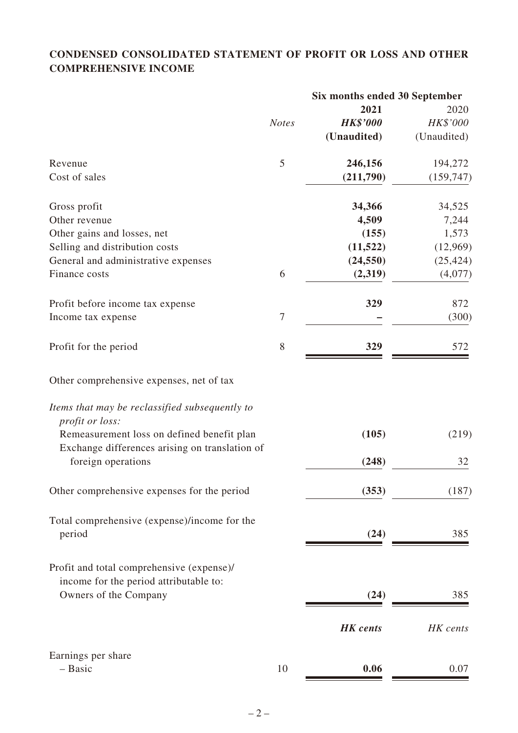## CONDENSED CONSOLIDATED STATEMENT OF PROFIT OR LOSS AND OTHER COMPREHENSIVE INCOME

| | | Six months ended 30 September | |
|---|---|---|---|
| | | **2021** | 2020 |
| | *Notes* | ***HK$'000*** | *HK$'000* |
| | | **(Unaudited)** | (Unaudited) |
| Revenue | 5 | **246,156** | 194,272 |
| Cost of sales | | **(211,790)** | (159,747) |
| Gross profit | | **34,366** | 34,525 |
| Other revenue | | **4,509** | 7,244 |
| Other gains and losses, net | | **(155)** | 1,573 |
| Selling and distribution costs | | **(11,522)** | (12,969) |
| General and administrative expenses | | **(24,550)** | (25,424) |
| Finance costs | 6 | **(2,319)** | (4,077) |
| Profit before income tax expense | | **329** | 872 |
| Income tax expense | 7 | **–** | (300) |
| Profit for the period | 8 | **329** | 572 |
| Other comprehensive expenses, net of tax | | | |
| *Items that may be reclassified subsequently to profit or loss:* | | | |
| Remeasurement loss on defined benefit plan | | **(105)** | (219) |
| Exchange differences arising on translation of foreign operations | | **(248)** | 32 |
| Other comprehensive expenses for the period | | **(353)** | (187) |
| Total comprehensive (expense)/income for the period | | **(24)** | 385 |
| Profit and total comprehensive (expense)/ income for the period attributable to: | | | |
| Owners of the Company | | **(24)** | 385 |
| | | ***HK cents*** | *HK cents* |
| Earnings per share | | | |
| – Basic | 10 | **0.06** | 0.07 |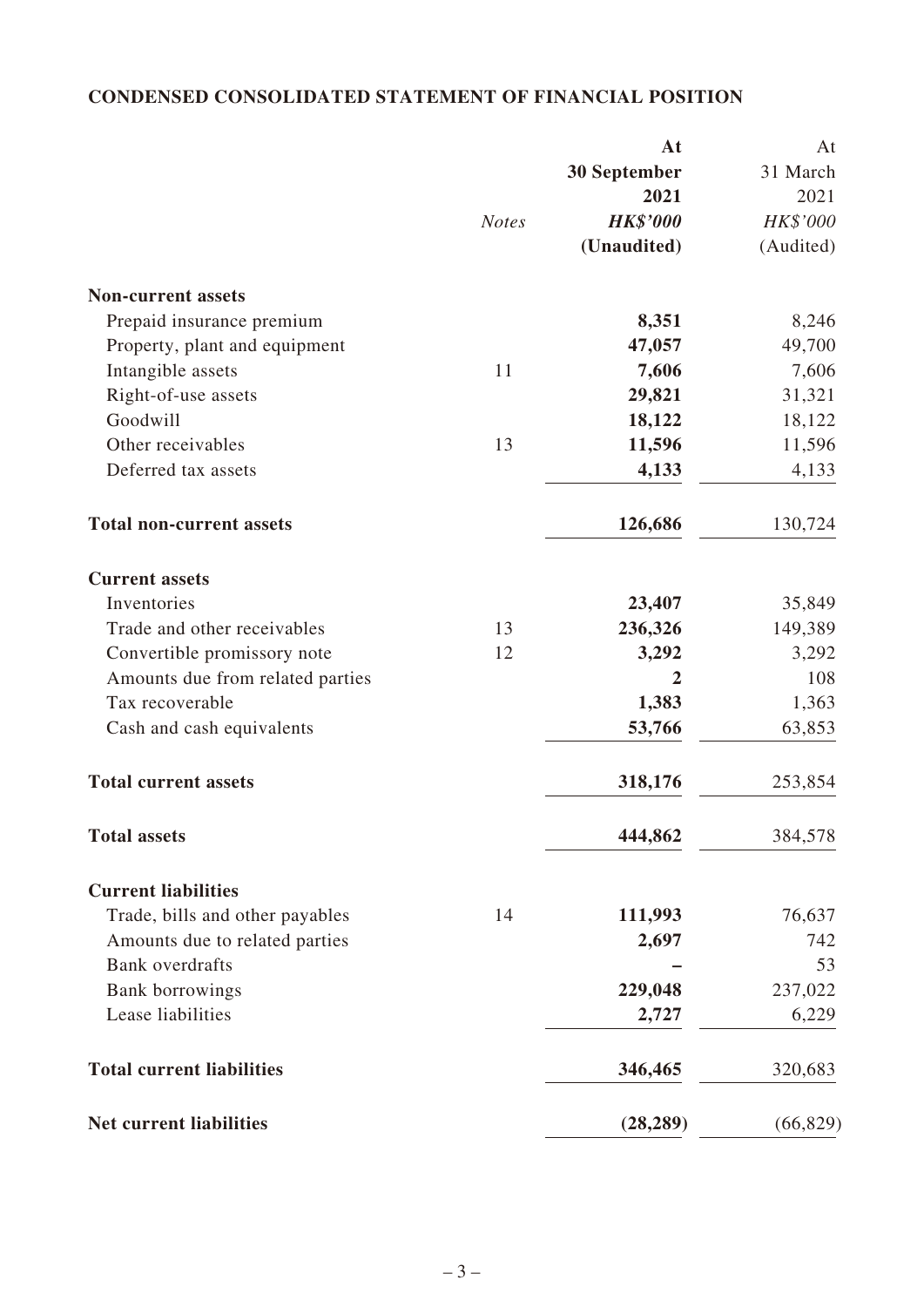## CONDENSED CONSOLIDATED STATEMENT OF FINANCIAL POSITION

| | *Notes* | **At 30 September 2021** ***HK$'000*** **(Unaudited)** | At 31 March 2021 *HK$'000* (Audited) |
|---|---|---|---|
| **Non-current assets** | | | |
| Prepaid insurance premium | | **8,351** | 8,246 |
| Property, plant and equipment | | **47,057** | 49,700 |
| Intangible assets | 11 | **7,606** | 7,606 |
| Right-of-use assets | | **29,821** | 31,321 |
| Goodwill | | **18,122** | 18,122 |
| Other receivables | 13 | **11,596** | 11,596 |
| Deferred tax assets | | **4,133** | 4,133 |
| **Total non-current assets** | | **126,686** | 130,724 |
| **Current assets** | | | |
| Inventories | | **23,407** | 35,849 |
| Trade and other receivables | 13 | **236,326** | 149,389 |
| Convertible promissory note | 12 | **3,292** | 3,292 |
| Amounts due from related parties | | **2** | 108 |
| Tax recoverable | | **1,383** | 1,363 |
| Cash and cash equivalents | | **53,766** | 63,853 |
| **Total current assets** | | **318,176** | 253,854 |
| **Total assets** | | **444,862** | 384,578 |
| **Current liabilities** | | | |
| Trade, bills and other payables | 14 | **111,993** | 76,637 |
| Amounts due to related parties | | **2,697** | 742 |
| Bank overdrafts | | **–** | 53 |
| Bank borrowings | | **229,048** | 237,022 |
| Lease liabilities | | **2,727** | 6,229 |
| **Total current liabilities** | | **346,465** | 320,683 |
| **Net current liabilities** | | **(28,289)** | (66,829) |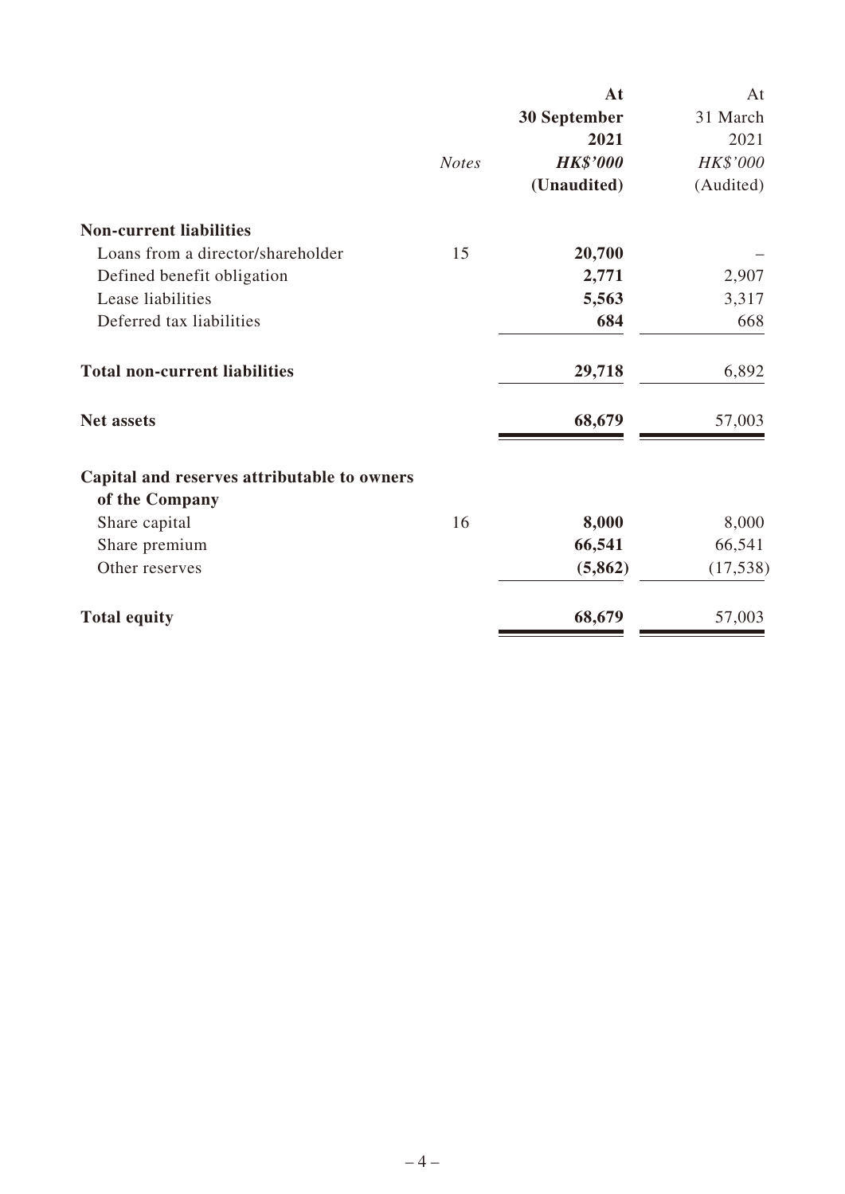| | *Notes* | **At 30 September 2021** ***HK$'000*** **(Unaudited)** | At 31 March 2021 *HK$'000* (Audited) |
|---|---|---|---|
| **Non-current liabilities** | | | |
| Loans from a director/shareholder | 15 | **20,700** | – |
| Defined benefit obligation | | **2,771** | 2,907 |
| Lease liabilities | | **5,563** | 3,317 |
| Deferred tax liabilities | | **684** | 668 |
| **Total non-current liabilities** | | **29,718** | 6,892 |
| **Net assets** | | **68,679** | 57,003 |
| **Capital and reserves attributable to owners of the Company** | | | |
| Share capital | 16 | **8,000** | 8,000 |
| Share premium | | **66,541** | 66,541 |
| Other reserves | | **(5,862)** | (17,538) |
| **Total equity** | | **68,679** | 57,003 |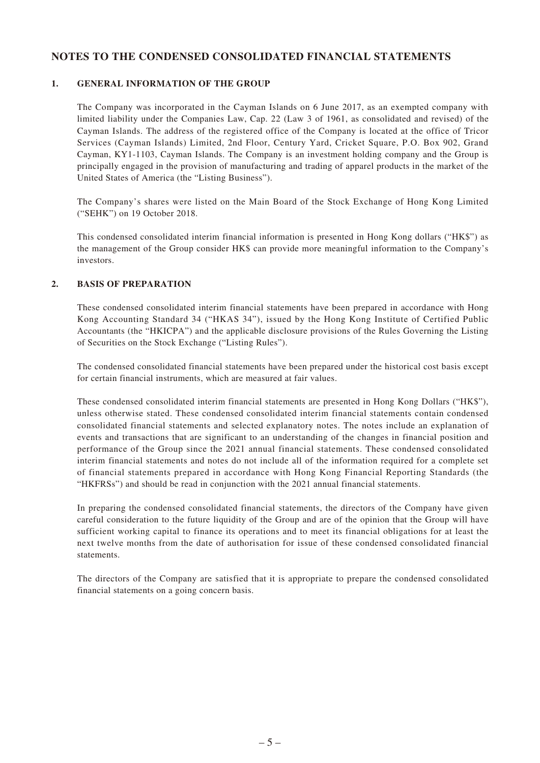# NOTES TO THE CONDENSED CONSOLIDATED FINANCIAL STATEMENTS

## 1. GENERAL INFORMATION OF THE GROUP

The Company was incorporated in the Cayman Islands on 6 June 2017, as an exempted company with limited liability under the Companies Law, Cap. 22 (Law 3 of 1961, as consolidated and revised) of the Cayman Islands. The address of the registered office of the Company is located at the office of Tricor Services (Cayman Islands) Limited, 2nd Floor, Century Yard, Cricket Square, P.O. Box 902, Grand Cayman, KY1-1103, Cayman Islands. The Company is an investment holding company and the Group is principally engaged in the provision of manufacturing and trading of apparel products in the market of the United States of America (the "Listing Business").

The Company's shares were listed on the Main Board of the Stock Exchange of Hong Kong Limited ("SEHK") on 19 October 2018.

This condensed consolidated interim financial information is presented in Hong Kong dollars ("HK$") as the management of the Group consider HK$ can provide more meaningful information to the Company's investors.

## 2. BASIS OF PREPARATION

These condensed consolidated interim financial statements have been prepared in accordance with Hong Kong Accounting Standard 34 ("HKAS 34"), issued by the Hong Kong Institute of Certified Public Accountants (the "HKICPA") and the applicable disclosure provisions of the Rules Governing the Listing of Securities on the Stock Exchange ("Listing Rules").

The condensed consolidated financial statements have been prepared under the historical cost basis except for certain financial instruments, which are measured at fair values.

These condensed consolidated interim financial statements are presented in Hong Kong Dollars ("HK$"), unless otherwise stated. These condensed consolidated interim financial statements contain condensed consolidated financial statements and selected explanatory notes. The notes include an explanation of events and transactions that are significant to an understanding of the changes in financial position and performance of the Group since the 2021 annual financial statements. These condensed consolidated interim financial statements and notes do not include all of the information required for a complete set of financial statements prepared in accordance with Hong Kong Financial Reporting Standards (the "HKFRSs") and should be read in conjunction with the 2021 annual financial statements.

In preparing the condensed consolidated financial statements, the directors of the Company have given careful consideration to the future liquidity of the Group and are of the opinion that the Group will have sufficient working capital to finance its operations and to meet its financial obligations for at least the next twelve months from the date of authorisation for issue of these condensed consolidated financial statements.

The directors of the Company are satisfied that it is appropriate to prepare the condensed consolidated financial statements on a going concern basis.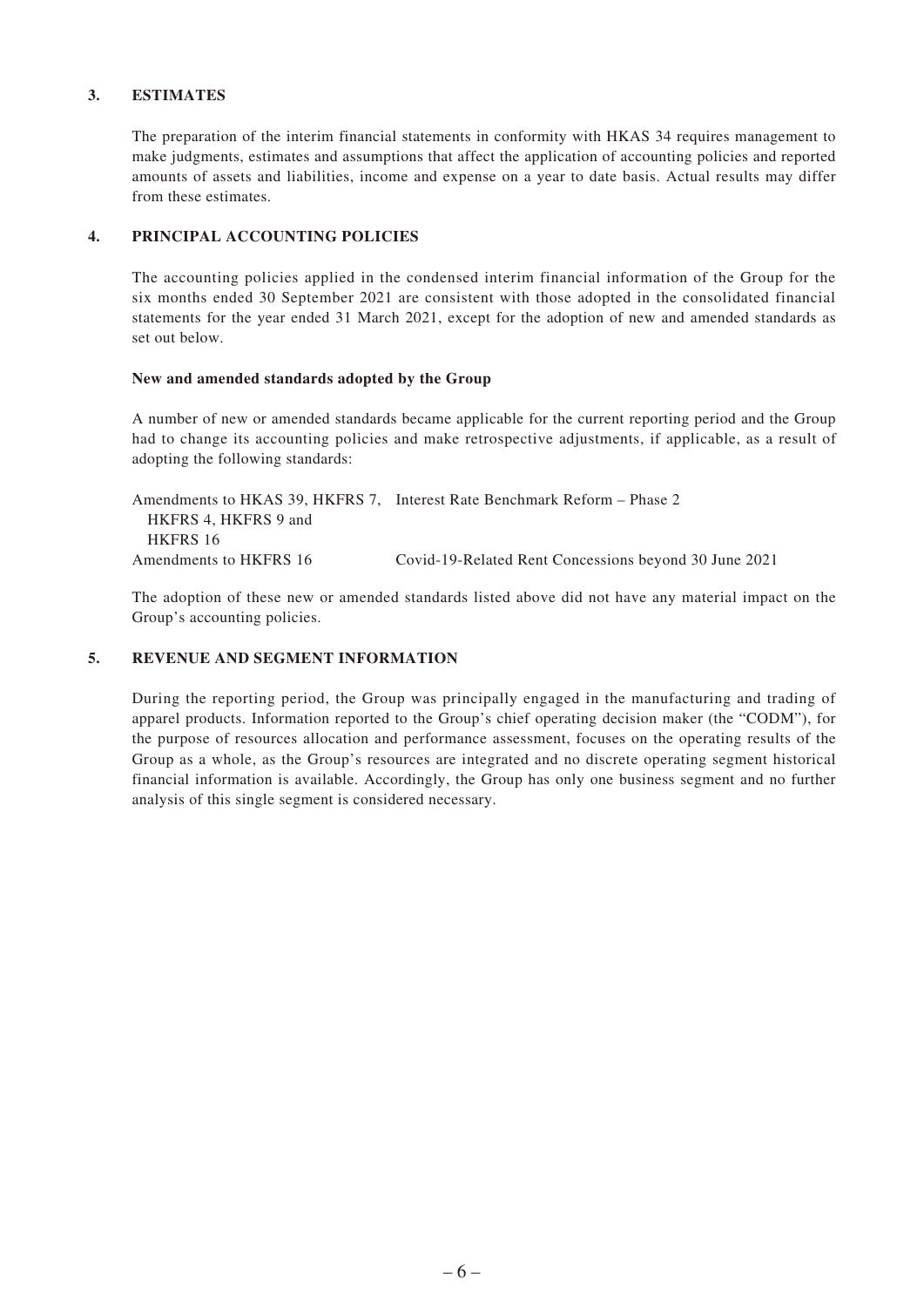## 3. ESTIMATES

The preparation of the interim financial statements in conformity with HKAS 34 requires management to make judgments, estimates and assumptions that affect the application of accounting policies and reported amounts of assets and liabilities, income and expense on a year to date basis. Actual results may differ from these estimates.

## 4. PRINCIPAL ACCOUNTING POLICIES

The accounting policies applied in the condensed interim financial information of the Group for the six months ended 30 September 2021 are consistent with those adopted in the consolidated financial statements for the year ended 31 March 2021, except for the adoption of new and amended standards as set out below.

**New and amended standards adopted by the Group**

A number of new or amended standards became applicable for the current reporting period and the Group had to change its accounting policies and make retrospective adjustments, if applicable, as a result of adopting the following standards:

| | |
|---|---|
| Amendments to HKAS 39, HKFRS 7, HKFRS 4, HKFRS 9 and HKFRS 16 | Interest Rate Benchmark Reform – Phase 2 |
| Amendments to HKFRS 16 | Covid-19-Related Rent Concessions beyond 30 June 2021 |

The adoption of these new or amended standards listed above did not have any material impact on the Group's accounting policies.

## 5. REVENUE AND SEGMENT INFORMATION

During the reporting period, the Group was principally engaged in the manufacturing and trading of apparel products. Information reported to the Group's chief operating decision maker (the "CODM"), for the purpose of resources allocation and performance assessment, focuses on the operating results of the Group as a whole, as the Group's resources are integrated and no discrete operating segment historical financial information is available. Accordingly, the Group has only one business segment and no further analysis of this single segment is considered necessary.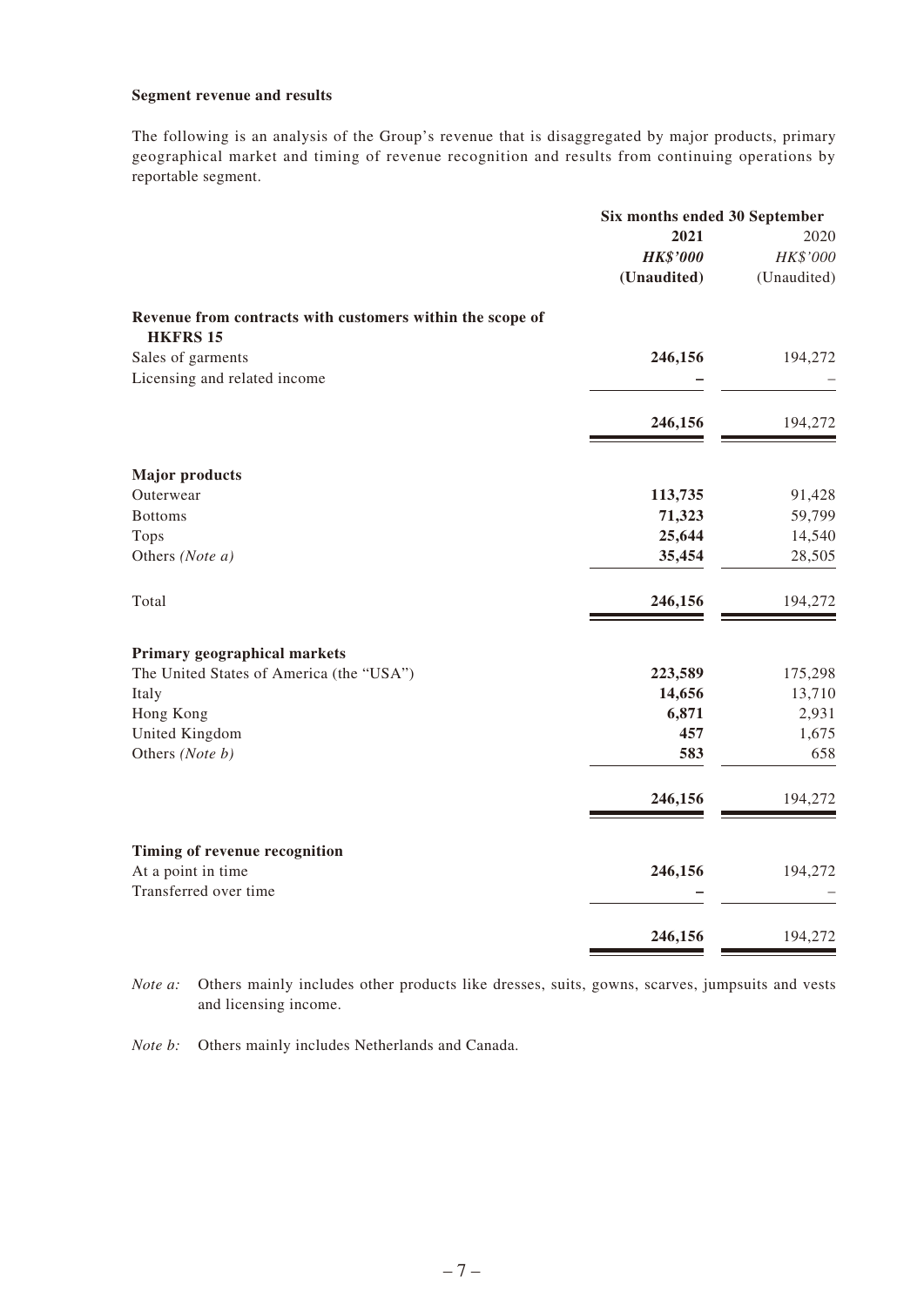**Segment revenue and results**

The following is an analysis of the Group's revenue that is disaggregated by major products, primary geographical market and timing of revenue recognition and results from continuing operations by reportable segment.

| | Six months ended 30 September | |
|---|---|---|
| | **2021** | 2020 |
| | ***HK$'000*** | *HK$'000* |
| | **(Unaudited)** | (Unaudited) |
| **Revenue from contracts with customers within the scope of HKFRS 15** | | |
| Sales of garments | **246,156** | 194,272 |
| Licensing and related income | **–** | – |
| | **246,156** | 194,272 |
| **Major products** | | |
| Outerwear | **113,735** | 91,428 |
| Bottoms | **71,323** | 59,799 |
| Tops | **25,644** | 14,540 |
| Others *(Note a)* | **35,454** | 28,505 |
| Total | **246,156** | 194,272 |
| **Primary geographical markets** | | |
| The United States of America (the "USA") | **223,589** | 175,298 |
| Italy | **14,656** | 13,710 |
| Hong Kong | **6,871** | 2,931 |
| United Kingdom | **457** | 1,675 |
| Others *(Note b)* | **583** | 658 |
| | **246,156** | 194,272 |
| **Timing of revenue recognition** | | |
| At a point in time | **246,156** | 194,272 |
| Transferred over time | **–** | – |
| | **246,156** | 194,272 |

*Note a:* Others mainly includes other products like dresses, suits, gowns, scarves, jumpsuits and vests and licensing income.

*Note b:* Others mainly includes Netherlands and Canada.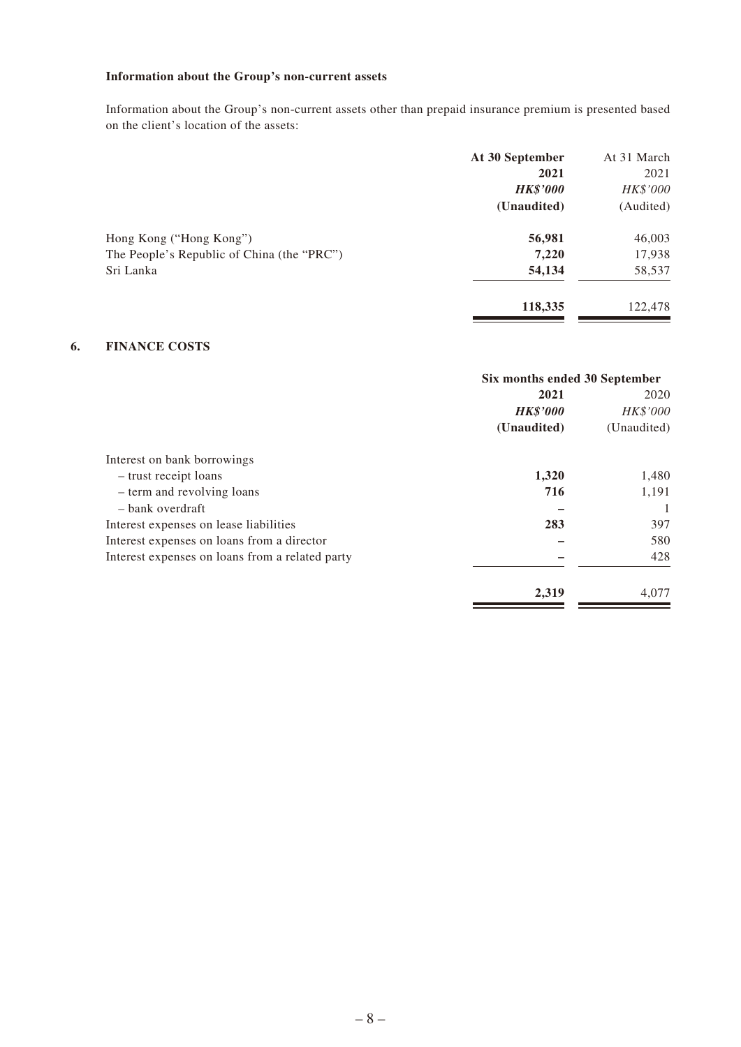**Information about the Group's non-current assets**

Information about the Group's non-current assets other than prepaid insurance premium is presented based on the client's location of the assets:

| | **At 30 September 2021** | At 31 March 2021 |
|---|---|---|
| | ***HK$'000*** | *HK$'000* |
| | **(Unaudited)** | (Audited) |
| Hong Kong ("Hong Kong") | **56,981** | 46,003 |
| The People's Republic of China (the "PRC") | **7,220** | 17,938 |
| Sri Lanka | **54,134** | 58,537 |
| | **118,335** | 122,478 |

## 6. FINANCE COSTS

| | **Six months ended 30 September** | |
|---|---|---|
| | **2021** | 2020 |
| | ***HK$'000*** | *HK$'000* |
| | **(Unaudited)** | (Unaudited) |
| Interest on bank borrowings | | |
| – trust receipt loans | **1,320** | 1,480 |
| – term and revolving loans | **716** | 1,191 |
| – bank overdraft | **–** | 1 |
| Interest expenses on lease liabilities | **283** | 397 |
| Interest expenses on loans from a director | **–** | 580 |
| Interest expenses on loans from a related party | **–** | 428 |
| | **2,319** | 4,077 |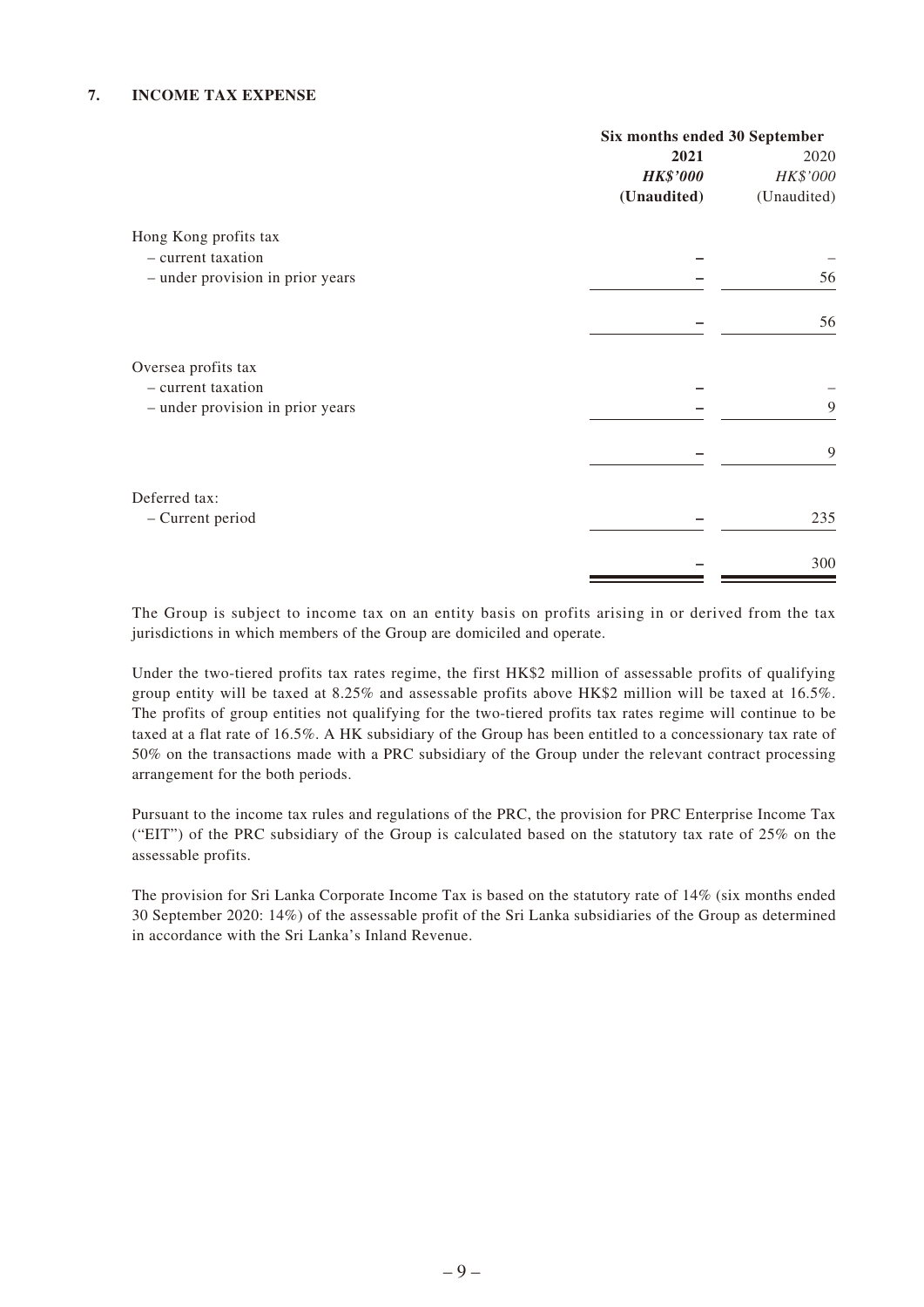### 7. INCOME TAX EXPENSE

| | Six months ended 30 September | |
|---|---|---|
| | **2021** | 2020 |
| | ***HK$'000*** | *HK$'000* |
| | **(Unaudited)** | (Unaudited) |
| Hong Kong profits tax | | |
| – current taxation | – | – |
| – under provision in prior years | – | 56 |
| | – | 56 |
| Oversea profits tax | | |
| – current taxation | – | – |
| – under provision in prior years | – | 9 |
| | – | 9 |
| Deferred tax: | | |
| – Current period | – | 235 |
| | – | 300 |

The Group is subject to income tax on an entity basis on profits arising in or derived from the tax jurisdictions in which members of the Group are domiciled and operate.

Under the two-tiered profits tax rates regime, the first HK$2 million of assessable profits of qualifying group entity will be taxed at 8.25% and assessable profits above HK$2 million will be taxed at 16.5%. The profits of group entities not qualifying for the two-tiered profits tax rates regime will continue to be taxed at a flat rate of 16.5%. A HK subsidiary of the Group has been entitled to a concessionary tax rate of 50% on the transactions made with a PRC subsidiary of the Group under the relevant contract processing arrangement for the both periods.

Pursuant to the income tax rules and regulations of the PRC, the provision for PRC Enterprise Income Tax ("EIT") of the PRC subsidiary of the Group is calculated based on the statutory tax rate of 25% on the assessable profits.

The provision for Sri Lanka Corporate Income Tax is based on the statutory rate of 14% (six months ended 30 September 2020: 14%) of the assessable profit of the Sri Lanka subsidiaries of the Group as determined in accordance with the Sri Lanka's Inland Revenue.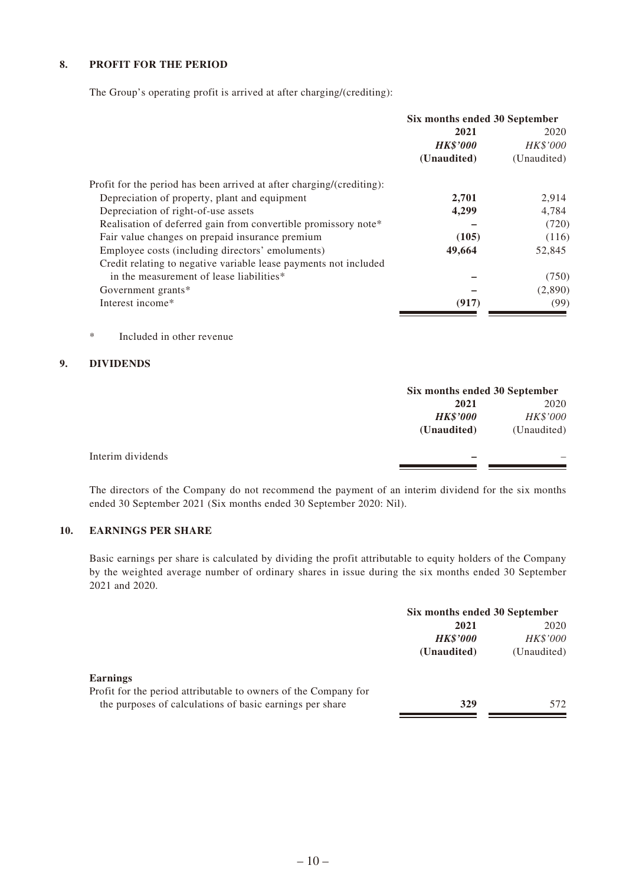## 8. PROFIT FOR THE PERIOD

The Group's operating profit is arrived at after charging/(crediting):

| | Six months ended 30 September | |
|---|---|---|
| | **2021** | 2020 |
| | ***HK$'000*** | *HK$'000* |
| | **(Unaudited)** | (Unaudited) |
| Profit for the period has been arrived at after charging/(crediting): | | |
| Depreciation of property, plant and equipment | **2,701** | 2,914 |
| Depreciation of right-of-use assets | **4,299** | 4,784 |
| Realisation of deferred gain from convertible promissory note* | **–** | (720) |
| Fair value changes on prepaid insurance premium | **(105)** | (116) |
| Employee costs (including directors' emoluments) | **49,664** | 52,845 |
| Credit relating to negative variable lease payments not included in the measurement of lease liabilities* | **–** | (750) |
| Government grants* | **–** | (2,890) |
| Interest income* | **(917)** | (99) |

\* Included in other revenue

## 9. DIVIDENDS

| | Six months ended 30 September | |
|---|---|---|
| | **2021** | 2020 |
| | ***HK$'000*** | *HK$'000* |
| | **(Unaudited)** | (Unaudited) |
| Interim dividends | **–** | – |

The directors of the Company do not recommend the payment of an interim dividend for the six months ended 30 September 2021 (Six months ended 30 September 2020: Nil).

## 10. EARNINGS PER SHARE

Basic earnings per share is calculated by dividing the profit attributable to equity holders of the Company by the weighted average number of ordinary shares in issue during the six months ended 30 September 2021 and 2020.

| | Six months ended 30 September | |
|---|---|---|
| | **2021** | 2020 |
| | ***HK$'000*** | *HK$'000* |
| | **(Unaudited)** | (Unaudited) |
| **Earnings** | | |
| Profit for the period attributable to owners of the Company for the purposes of calculations of basic earnings per share | **329** | 572 |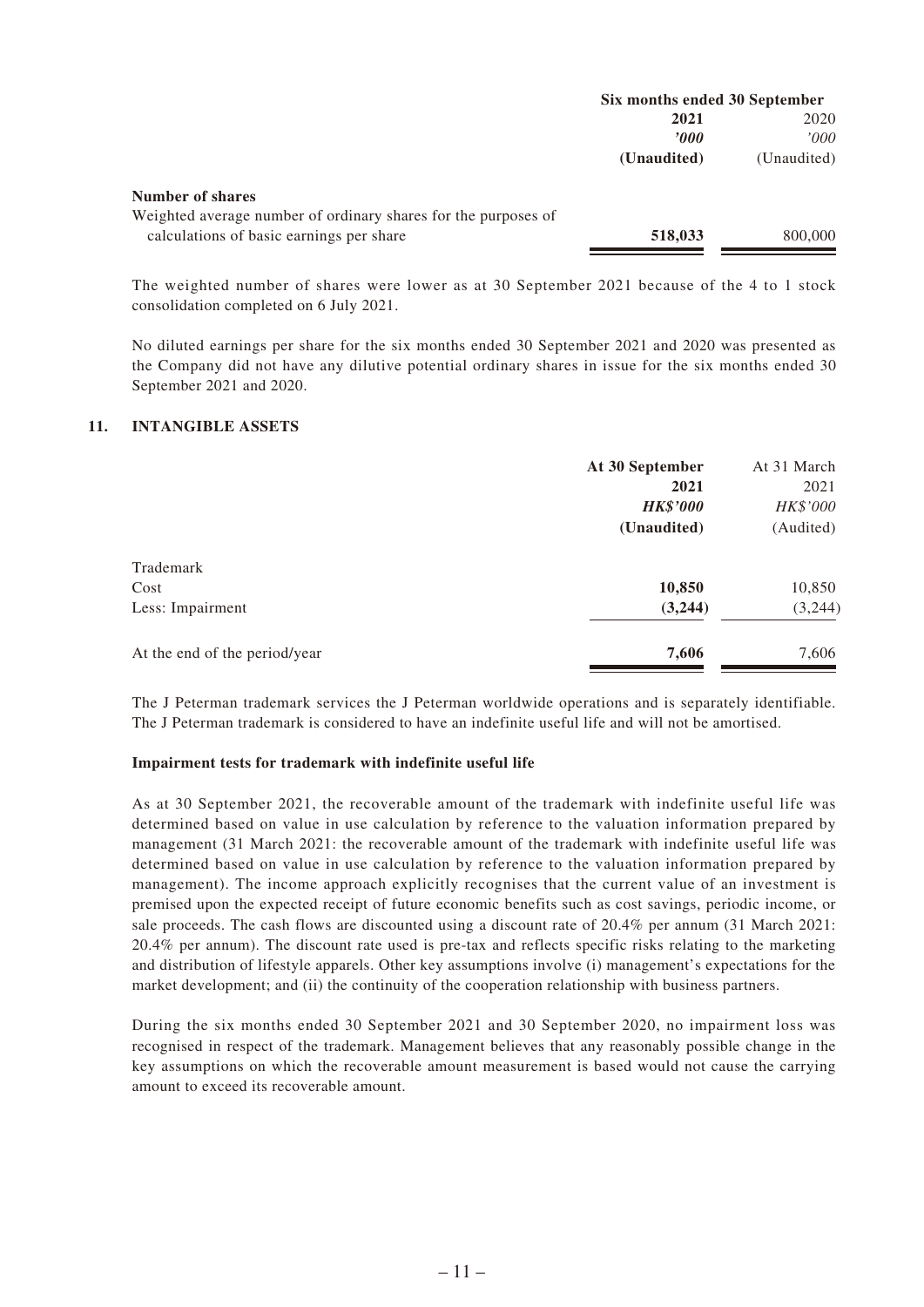| | Six months ended 30 September | |
|---|---|---|
| | **2021** | 2020 |
| | ***'000*** | *'000* |
| | **(Unaudited)** | (Unaudited) |
| **Number of shares** | | |
| Weighted average number of ordinary shares for the purposes of calculations of basic earnings per share | **518,033** | 800,000 |

The weighted number of shares were lower as at 30 September 2021 because of the 4 to 1 stock consolidation completed on 6 July 2021.

No diluted earnings per share for the six months ended 30 September 2021 and 2020 was presented as the Company did not have any dilutive potential ordinary shares in issue for the six months ended 30 September 2021 and 2020.

## 11. INTANGIBLE ASSETS

| | At 30 September | At 31 March |
|---|---|---|
| | **2021** | 2021 |
| | ***HK$'000*** | *HK$'000* |
| | **(Unaudited)** | (Audited) |
| Trademark | | |
| Cost | **10,850** | 10,850 |
| Less: Impairment | **(3,244)** | (3,244) |
| At the end of the period/year | **7,606** | 7,606 |

The J Peterman trademark services the J Peterman worldwide operations and is separately identifiable. The J Peterman trademark is considered to have an indefinite useful life and will not be amortised.

**Impairment tests for trademark with indefinite useful life**

As at 30 September 2021, the recoverable amount of the trademark with indefinite useful life was determined based on value in use calculation by reference to the valuation information prepared by management (31 March 2021: the recoverable amount of the trademark with indefinite useful life was determined based on value in use calculation by reference to the valuation information prepared by management). The income approach explicitly recognises that the current value of an investment is premised upon the expected receipt of future economic benefits such as cost savings, periodic income, or sale proceeds. The cash flows are discounted using a discount rate of 20.4% per annum (31 March 2021: 20.4% per annum). The discount rate used is pre-tax and reflects specific risks relating to the marketing and distribution of lifestyle apparels. Other key assumptions involve (i) management's expectations for the market development; and (ii) the continuity of the cooperation relationship with business partners.

During the six months ended 30 September 2021 and 30 September 2020, no impairment loss was recognised in respect of the trademark. Management believes that any reasonably possible change in the key assumptions on which the recoverable amount measurement is based would not cause the carrying amount to exceed its recoverable amount.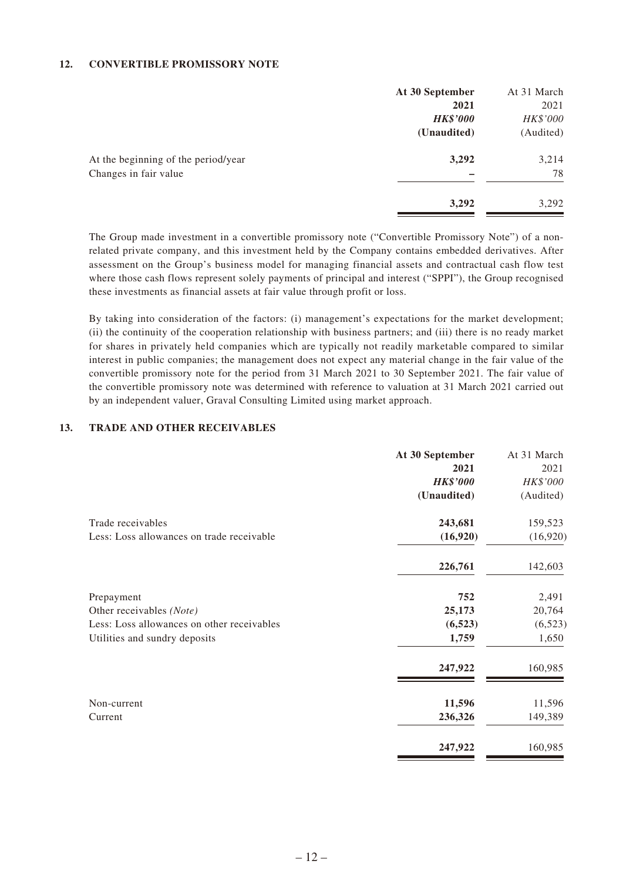## 12. CONVERTIBLE PROMISSORY NOTE

| | At 30 September 2021 | At 31 March 2021 |
|---|---|---|
| | ***HK$'000*** | *HK$'000* |
| | **(Unaudited)** | (Audited) |
| At the beginning of the period/year | **3,292** | 3,214 |
| Changes in fair value | **–** | 78 |
| | **3,292** | 3,292 |

The Group made investment in a convertible promissory note ("Convertible Promissory Note") of a non-related private company, and this investment held by the Company contains embedded derivatives. After assessment on the Group's business model for managing financial assets and contractual cash flow test where those cash flows represent solely payments of principal and interest ("SPPI"), the Group recognised these investments as financial assets at fair value through profit or loss.

By taking into consideration of the factors: (i) management's expectations for the market development; (ii) the continuity of the cooperation relationship with business partners; and (iii) there is no ready market for shares in privately held companies which are typically not readily marketable compared to similar interest in public companies; the management does not expect any material change in the fair value of the convertible promissory note for the period from 31 March 2021 to 30 September 2021. The fair value of the convertible promissory note was determined with reference to valuation at 31 March 2021 carried out by an independent valuer, Graval Consulting Limited using market approach.

## 13. TRADE AND OTHER RECEIVABLES

| | At 30 September 2021 | At 31 March 2021 |
|---|---|---|
| | ***HK$'000*** | *HK$'000* |
| | **(Unaudited)** | (Audited) |
| Trade receivables | **243,681** | 159,523 |
| Less: Loss allowances on trade receivable | **(16,920)** | (16,920) |
| | **226,761** | 142,603 |
| Prepayment | **752** | 2,491 |
| Other receivables *(Note)* | **25,173** | 20,764 |
| Less: Loss allowances on other receivables | **(6,523)** | (6,523) |
| Utilities and sundry deposits | **1,759** | 1,650 |
| | **247,922** | 160,985 |
| Non-current | **11,596** | 11,596 |
| Current | **236,326** | 149,389 |
| | **247,922** | 160,985 |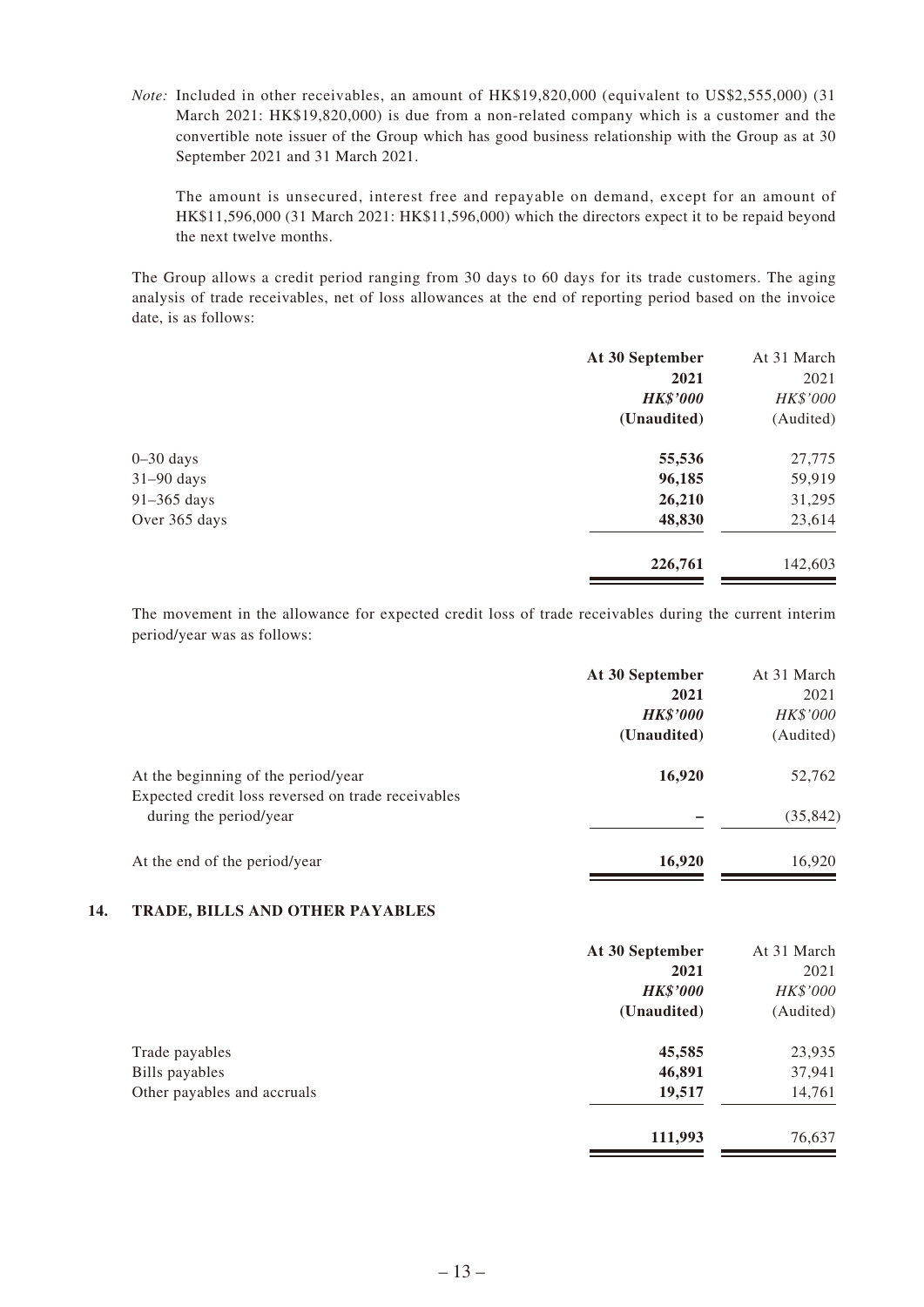*Note:* Included in other receivables, an amount of HK$19,820,000 (equivalent to US$2,555,000) (31 March 2021: HK$19,820,000) is due from a non-related company which is a customer and the convertible note issuer of the Group which has good business relationship with the Group as at 30 September 2021 and 31 March 2021.

The amount is unsecured, interest free and repayable on demand, except for an amount of HK$11,596,000 (31 March 2021: HK$11,596,000) which the directors expect it to be repaid beyond the next twelve months.

The Group allows a credit period ranging from 30 days to 60 days for its trade customers. The aging analysis of trade receivables, net of loss allowances at the end of reporting period based on the invoice date, is as follows:

| | At 30 September 2021 | At 31 March 2021 |
|---|---|---|
| | ***HK$'000*** | *HK$'000* |
| | **(Unaudited)** | (Audited) |
| 0–30 days | **55,536** | 27,775 |
| 31–90 days | **96,185** | 59,919 |
| 91–365 days | **26,210** | 31,295 |
| Over 365 days | **48,830** | 23,614 |
| | **226,761** | 142,603 |

The movement in the allowance for expected credit loss of trade receivables during the current interim period/year was as follows:

| | At 30 September 2021 | At 31 March 2021 |
|---|---|---|
| | ***HK$'000*** | *HK$'000* |
| | **(Unaudited)** | (Audited) |
| At the beginning of the period/year | **16,920** | 52,762 |
| Expected credit loss reversed on trade receivables during the period/year | **–** | (35,842) |
| At the end of the period/year | **16,920** | 16,920 |

## 14. TRADE, BILLS AND OTHER PAYABLES

| | At 30 September 2021 | At 31 March 2021 |
|---|---|---|
| | ***HK$'000*** | *HK$'000* |
| | **(Unaudited)** | (Audited) |
| Trade payables | **45,585** | 23,935 |
| Bills payables | **46,891** | 37,941 |
| Other payables and accruals | **19,517** | 14,761 |
| | **111,993** | 76,637 |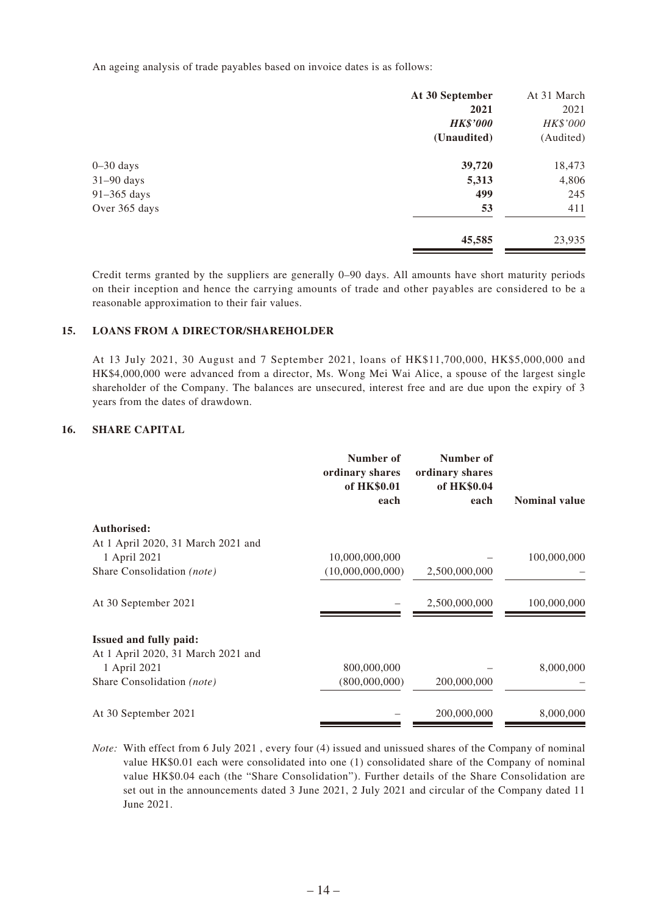An ageing analysis of trade payables based on invoice dates is as follows:

| | At 30 September 2021 HK$'000 (Unaudited) | At 31 March 2021 HK$'000 (Audited) |
|---|---|---|
| 0–30 days | **39,720** | 18,473 |
| 31–90 days | **5,313** | 4,806 |
| 91–365 days | **499** | 245 |
| Over 365 days | **53** | 411 |
| | **45,585** | 23,935 |

Credit terms granted by the suppliers are generally 0–90 days. All amounts have short maturity periods on their inception and hence the carrying amounts of trade and other payables are considered to be a reasonable approximation to their fair values.

## 15. LOANS FROM A DIRECTOR/SHAREHOLDER

At 13 July 2021, 30 August and 7 September 2021, loans of HK$11,700,000, HK$5,000,000 and HK$4,000,000 were advanced from a director, Ms. Wong Mei Wai Alice, a spouse of the largest single shareholder of the Company. The balances are unsecured, interest free and are due upon the expiry of 3 years from the dates of drawdown.

## 16. SHARE CAPITAL

| | Number of ordinary shares of HK$0.01 each | Number of ordinary shares of HK$0.04 each | Nominal value |
|---|---|---|---|
| **Authorised:** | | | |
| At 1 April 2020, 31 March 2021 and 1 April 2021 | 10,000,000,000 | – | 100,000,000 |
| Share Consolidation *(note)* | (10,000,000,000) | 2,500,000,000 | – |
| At 30 September 2021 | – | 2,500,000,000 | 100,000,000 |
| **Issued and fully paid:** | | | |
| At 1 April 2020, 31 March 2021 and 1 April 2021 | 800,000,000 | – | 8,000,000 |
| Share Consolidation *(note)* | (800,000,000) | 200,000,000 | – |
| At 30 September 2021 | – | 200,000,000 | 8,000,000 |

*Note:* With effect from 6 July 2021 , every four (4) issued and unissued shares of the Company of nominal value HK$0.01 each were consolidated into one (1) consolidated share of the Company of nominal value HK$0.04 each (the "Share Consolidation"). Further details of the Share Consolidation are set out in the announcements dated 3 June 2021, 2 July 2021 and circular of the Company dated 11 June 2021.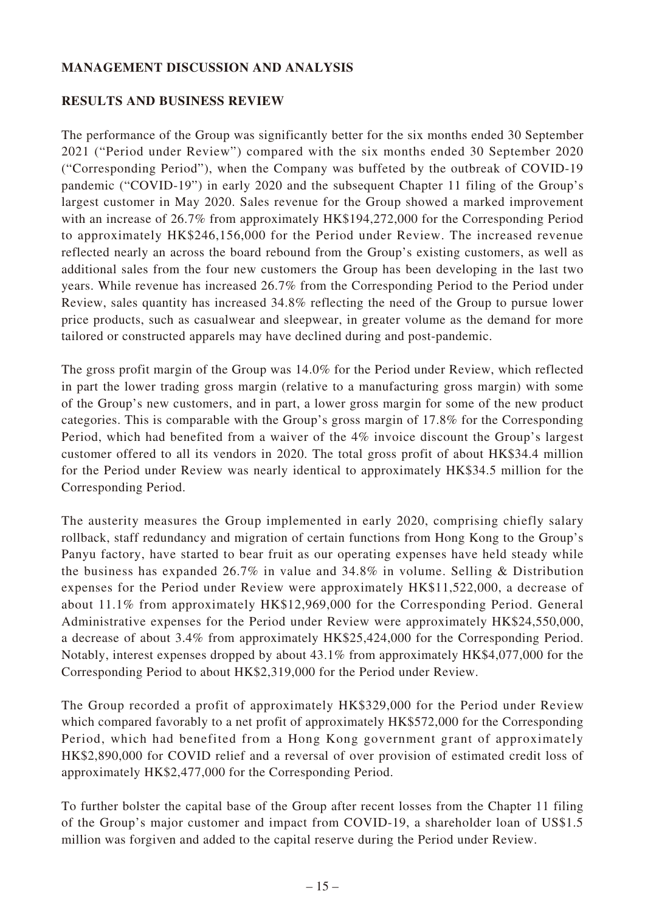## MANAGEMENT DISCUSSION AND ANALYSIS

### RESULTS AND BUSINESS REVIEW

The performance of the Group was significantly better for the six months ended 30 September 2021 ("Period under Review") compared with the six months ended 30 September 2020 ("Corresponding Period"), when the Company was buffeted by the outbreak of COVID-19 pandemic ("COVID-19") in early 2020 and the subsequent Chapter 11 filing of the Group's largest customer in May 2020. Sales revenue for the Group showed a marked improvement with an increase of 26.7% from approximately HK$194,272,000 for the Corresponding Period to approximately HK$246,156,000 for the Period under Review. The increased revenue reflected nearly an across the board rebound from the Group's existing customers, as well as additional sales from the four new customers the Group has been developing in the last two years. While revenue has increased 26.7% from the Corresponding Period to the Period under Review, sales quantity has increased 34.8% reflecting the need of the Group to pursue lower price products, such as casualwear and sleepwear, in greater volume as the demand for more tailored or constructed apparels may have declined during and post-pandemic.

The gross profit margin of the Group was 14.0% for the Period under Review, which reflected in part the lower trading gross margin (relative to a manufacturing gross margin) with some of the Group's new customers, and in part, a lower gross margin for some of the new product categories. This is comparable with the Group's gross margin of 17.8% for the Corresponding Period, which had benefited from a waiver of the 4% invoice discount the Group's largest customer offered to all its vendors in 2020. The total gross profit of about HK$34.4 million for the Period under Review was nearly identical to approximately HK$34.5 million for the Corresponding Period.

The austerity measures the Group implemented in early 2020, comprising chiefly salary rollback, staff redundancy and migration of certain functions from Hong Kong to the Group's Panyu factory, have started to bear fruit as our operating expenses have held steady while the business has expanded 26.7% in value and 34.8% in volume. Selling & Distribution expenses for the Period under Review were approximately HK$11,522,000, a decrease of about 11.1% from approximately HK$12,969,000 for the Corresponding Period. General Administrative expenses for the Period under Review were approximately HK$24,550,000, a decrease of about 3.4% from approximately HK$25,424,000 for the Corresponding Period. Notably, interest expenses dropped by about 43.1% from approximately HK$4,077,000 for the Corresponding Period to about HK$2,319,000 for the Period under Review.

The Group recorded a profit of approximately HK$329,000 for the Period under Review which compared favorably to a net profit of approximately HK$572,000 for the Corresponding Period, which had benefited from a Hong Kong government grant of approximately HK$2,890,000 for COVID relief and a reversal of over provision of estimated credit loss of approximately HK$2,477,000 for the Corresponding Period.

To further bolster the capital base of the Group after recent losses from the Chapter 11 filing of the Group's major customer and impact from COVID-19, a shareholder loan of US$1.5 million was forgiven and added to the capital reserve during the Period under Review.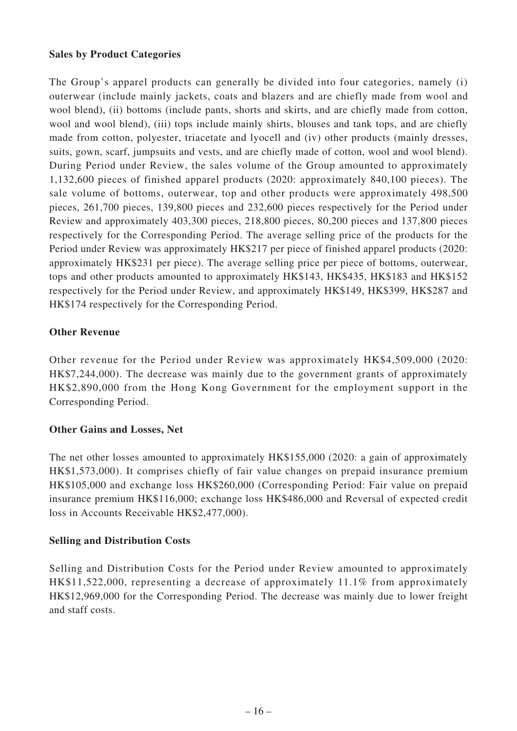**Sales by Product Categories**

The Group's apparel products can generally be divided into four categories, namely (i) outerwear (include mainly jackets, coats and blazers and are chiefly made from wool and wool blend), (ii) bottoms (include pants, shorts and skirts, and are chiefly made from cotton, wool and wool blend), (iii) tops include mainly shirts, blouses and tank tops, and are chiefly made from cotton, polyester, triacetate and lyocell and (iv) other products (mainly dresses, suits, gown, scarf, jumpsuits and vests, and are chiefly made of cotton, wool and wool blend). During Period under Review, the sales volume of the Group amounted to approximately 1,132,600 pieces of finished apparel products (2020: approximately 840,100 pieces). The sale volume of bottoms, outerwear, top and other products were approximately 498,500 pieces, 261,700 pieces, 139,800 pieces and 232,600 pieces respectively for the Period under Review and approximately 403,300 pieces, 218,800 pieces, 80,200 pieces and 137,800 pieces respectively for the Corresponding Period. The average selling price of the products for the Period under Review was approximately HK$217 per piece of finished apparel products (2020: approximately HK$231 per piece). The average selling price per piece of bottoms, outerwear, tops and other products amounted to approximately HK$143, HK$435, HK$183 and HK$152 respectively for the Period under Review, and approximately HK$149, HK$399, HK$287 and HK$174 respectively for the Corresponding Period.

**Other Revenue**

Other revenue for the Period under Review was approximately HK$4,509,000 (2020: HK$7,244,000). The decrease was mainly due to the government grants of approximately HK$2,890,000 from the Hong Kong Government for the employment support in the Corresponding Period.

**Other Gains and Losses, Net**

The net other losses amounted to approximately HK$155,000 (2020: a gain of approximately HK$1,573,000). It comprises chiefly of fair value changes on prepaid insurance premium HK$105,000 and exchange loss HK$260,000 (Corresponding Period: Fair value on prepaid insurance premium HK$116,000; exchange loss HK$486,000 and Reversal of expected credit loss in Accounts Receivable HK$2,477,000).

**Selling and Distribution Costs**

Selling and Distribution Costs for the Period under Review amounted to approximately HK$11,522,000, representing a decrease of approximately 11.1% from approximately HK$12,969,000 for the Corresponding Period. The decrease was mainly due to lower freight and staff costs.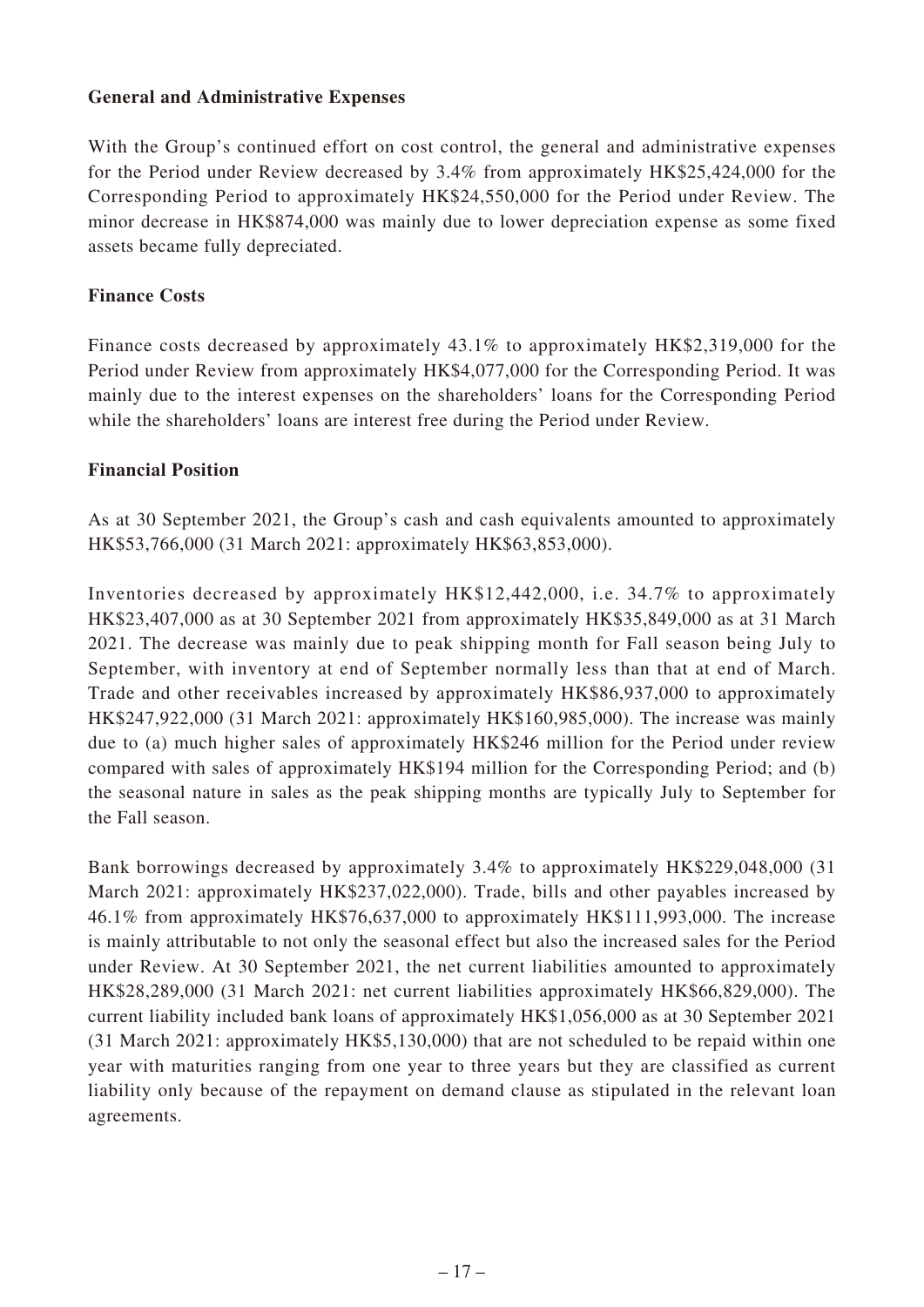**General and Administrative Expenses**

With the Group's continued effort on cost control, the general and administrative expenses for the Period under Review decreased by 3.4% from approximately HK$25,424,000 for the Corresponding Period to approximately HK$24,550,000 for the Period under Review. The minor decrease in HK$874,000 was mainly due to lower depreciation expense as some fixed assets became fully depreciated.

**Finance Costs**

Finance costs decreased by approximately 43.1% to approximately HK$2,319,000 for the Period under Review from approximately HK$4,077,000 for the Corresponding Period. It was mainly due to the interest expenses on the shareholders' loans for the Corresponding Period while the shareholders' loans are interest free during the Period under Review.

**Financial Position**

As at 30 September 2021, the Group's cash and cash equivalents amounted to approximately HK$53,766,000 (31 March 2021: approximately HK$63,853,000).

Inventories decreased by approximately HK$12,442,000, i.e. 34.7% to approximately HK$23,407,000 as at 30 September 2021 from approximately HK$35,849,000 as at 31 March 2021. The decrease was mainly due to peak shipping month for Fall season being July to September, with inventory at end of September normally less than that at end of March. Trade and other receivables increased by approximately HK$86,937,000 to approximately HK$247,922,000 (31 March 2021: approximately HK$160,985,000). The increase was mainly due to (a) much higher sales of approximately HK$246 million for the Period under review compared with sales of approximately HK$194 million for the Corresponding Period; and (b) the seasonal nature in sales as the peak shipping months are typically July to September for the Fall season.

Bank borrowings decreased by approximately 3.4% to approximately HK$229,048,000 (31 March 2021: approximately HK$237,022,000). Trade, bills and other payables increased by 46.1% from approximately HK$76,637,000 to approximately HK$111,993,000. The increase is mainly attributable to not only the seasonal effect but also the increased sales for the Period under Review. At 30 September 2021, the net current liabilities amounted to approximately HK$28,289,000 (31 March 2021: net current liabilities approximately HK$66,829,000). The current liability included bank loans of approximately HK$1,056,000 as at 30 September 2021 (31 March 2021: approximately HK$5,130,000) that are not scheduled to be repaid within one year with maturities ranging from one year to three years but they are classified as current liability only because of the repayment on demand clause as stipulated in the relevant loan agreements.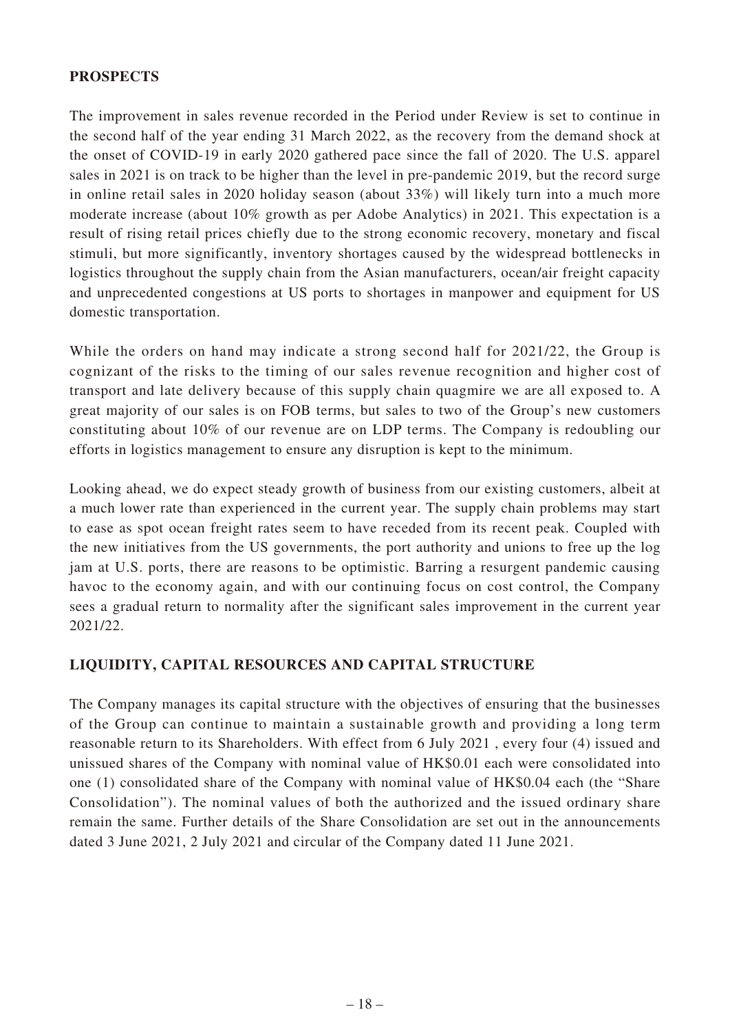## PROSPECTS

The improvement in sales revenue recorded in the Period under Review is set to continue in the second half of the year ending 31 March 2022, as the recovery from the demand shock at the onset of COVID-19 in early 2020 gathered pace since the fall of 2020. The U.S. apparel sales in 2021 is on track to be higher than the level in pre-pandemic 2019, but the record surge in online retail sales in 2020 holiday season (about 33%) will likely turn into a much more moderate increase (about 10% growth as per Adobe Analytics) in 2021. This expectation is a result of rising retail prices chiefly due to the strong economic recovery, monetary and fiscal stimuli, but more significantly, inventory shortages caused by the widespread bottlenecks in logistics throughout the supply chain from the Asian manufacturers, ocean/air freight capacity and unprecedented congestions at US ports to shortages in manpower and equipment for US domestic transportation.

While the orders on hand may indicate a strong second half for 2021/22, the Group is cognizant of the risks to the timing of our sales revenue recognition and higher cost of transport and late delivery because of this supply chain quagmire we are all exposed to. A great majority of our sales is on FOB terms, but sales to two of the Group's new customers constituting about 10% of our revenue are on LDP terms. The Company is redoubling our efforts in logistics management to ensure any disruption is kept to the minimum.

Looking ahead, we do expect steady growth of business from our existing customers, albeit at a much lower rate than experienced in the current year. The supply chain problems may start to ease as spot ocean freight rates seem to have receded from its recent peak. Coupled with the new initiatives from the US governments, the port authority and unions to free up the log jam at U.S. ports, there are reasons to be optimistic. Barring a resurgent pandemic causing havoc to the economy again, and with our continuing focus on cost control, the Company sees a gradual return to normality after the significant sales improvement in the current year 2021/22.

## LIQUIDITY, CAPITAL RESOURCES AND CAPITAL STRUCTURE

The Company manages its capital structure with the objectives of ensuring that the businesses of the Group can continue to maintain a sustainable growth and providing a long term reasonable return to its Shareholders. With effect from 6 July 2021 , every four (4) issued and unissued shares of the Company with nominal value of HK$0.01 each were consolidated into one (1) consolidated share of the Company with nominal value of HK$0.04 each (the "Share Consolidation"). The nominal values of both the authorized and the issued ordinary share remain the same. Further details of the Share Consolidation are set out in the announcements dated 3 June 2021, 2 July 2021 and circular of the Company dated 11 June 2021.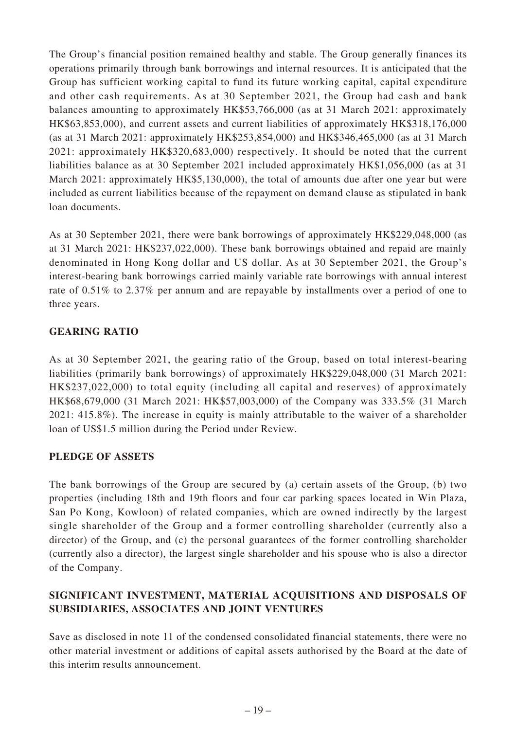The Group's financial position remained healthy and stable. The Group generally finances its operations primarily through bank borrowings and internal resources. It is anticipated that the Group has sufficient working capital to fund its future working capital, capital expenditure and other cash requirements. As at 30 September 2021, the Group had cash and bank balances amounting to approximately HK$53,766,000 (as at 31 March 2021: approximately HK$63,853,000), and current assets and current liabilities of approximately HK$318,176,000 (as at 31 March 2021: approximately HK$253,854,000) and HK$346,465,000 (as at 31 March 2021: approximately HK$320,683,000) respectively. It should be noted that the current liabilities balance as at 30 September 2021 included approximately HK$1,056,000 (as at 31 March 2021: approximately HK$5,130,000), the total of amounts due after one year but were included as current liabilities because of the repayment on demand clause as stipulated in bank loan documents.

As at 30 September 2021, there were bank borrowings of approximately HK$229,048,000 (as at 31 March 2021: HK$237,022,000). These bank borrowings obtained and repaid are mainly denominated in Hong Kong dollar and US dollar. As at 30 September 2021, the Group's interest-bearing bank borrowings carried mainly variable rate borrowings with annual interest rate of 0.51% to 2.37% per annum and are repayable by installments over a period of one to three years.

## GEARING RATIO

As at 30 September 2021, the gearing ratio of the Group, based on total interest-bearing liabilities (primarily bank borrowings) of approximately HK$229,048,000 (31 March 2021: HK$237,022,000) to total equity (including all capital and reserves) of approximately HK$68,679,000 (31 March 2021: HK$57,003,000) of the Company was 333.5% (31 March 2021: 415.8%). The increase in equity is mainly attributable to the waiver of a shareholder loan of US$1.5 million during the Period under Review.

## PLEDGE OF ASSETS

The bank borrowings of the Group are secured by (a) certain assets of the Group, (b) two properties (including 18th and 19th floors and four car parking spaces located in Win Plaza, San Po Kong, Kowloon) of related companies, which are owned indirectly by the largest single shareholder of the Group and a former controlling shareholder (currently also a director) of the Group, and (c) the personal guarantees of the former controlling shareholder (currently also a director), the largest single shareholder and his spouse who is also a director of the Company.

## SIGNIFICANT INVESTMENT, MATERIAL ACQUISITIONS AND DISPOSALS OF SUBSIDIARIES, ASSOCIATES AND JOINT VENTURES

Save as disclosed in note 11 of the condensed consolidated financial statements, there were no other material investment or additions of capital assets authorised by the Board at the date of this interim results announcement.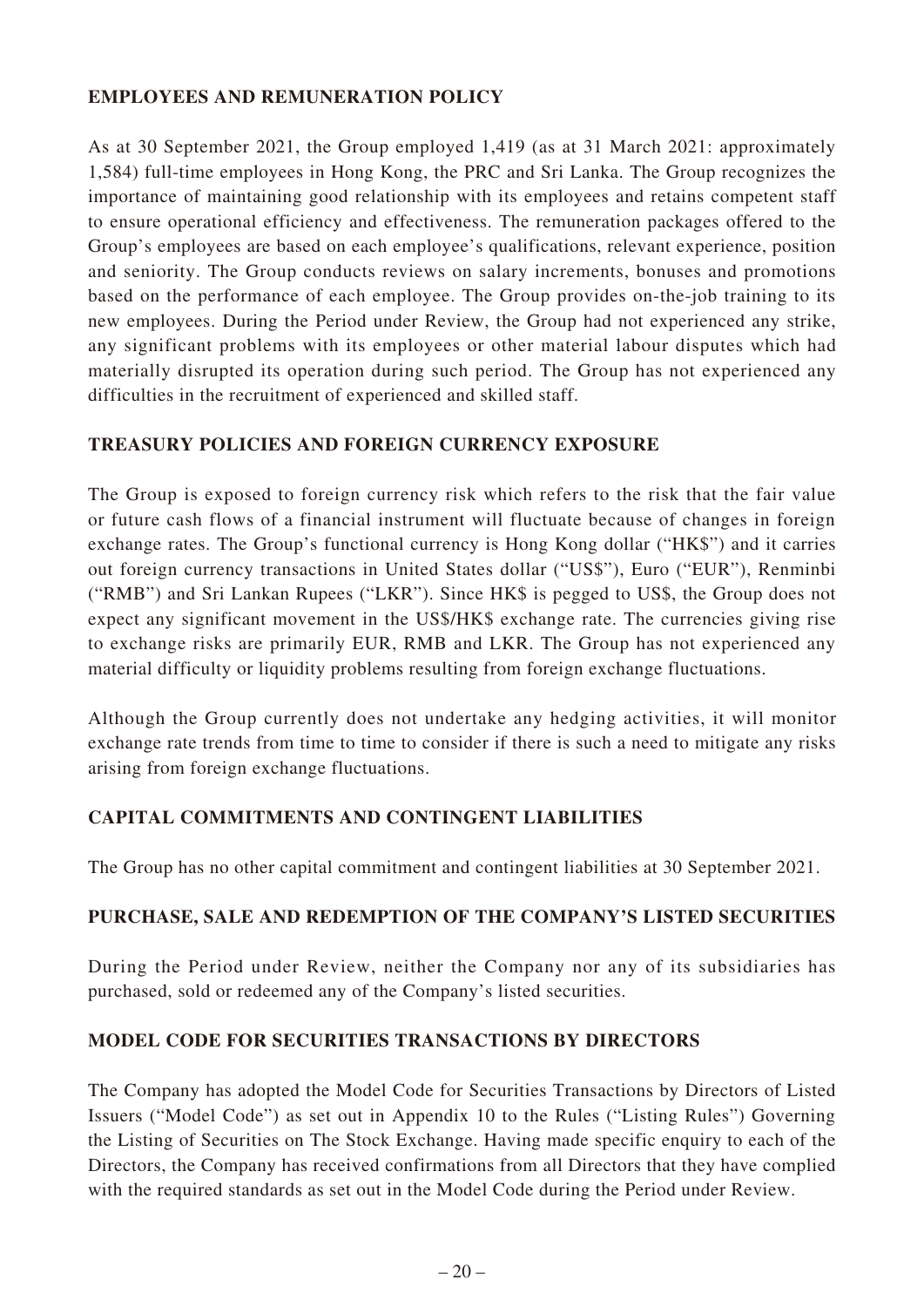## EMPLOYEES AND REMUNERATION POLICY

As at 30 September 2021, the Group employed 1,419 (as at 31 March 2021: approximately 1,584) full-time employees in Hong Kong, the PRC and Sri Lanka. The Group recognizes the importance of maintaining good relationship with its employees and retains competent staff to ensure operational efficiency and effectiveness. The remuneration packages offered to the Group's employees are based on each employee's qualifications, relevant experience, position and seniority. The Group conducts reviews on salary increments, bonuses and promotions based on the performance of each employee. The Group provides on-the-job training to its new employees. During the Period under Review, the Group had not experienced any strike, any significant problems with its employees or other material labour disputes which had materially disrupted its operation during such period. The Group has not experienced any difficulties in the recruitment of experienced and skilled staff.

## TREASURY POLICIES AND FOREIGN CURRENCY EXPOSURE

The Group is exposed to foreign currency risk which refers to the risk that the fair value or future cash flows of a financial instrument will fluctuate because of changes in foreign exchange rates. The Group's functional currency is Hong Kong dollar ("HK$") and it carries out foreign currency transactions in United States dollar ("US$"), Euro ("EUR"), Renminbi ("RMB") and Sri Lankan Rupees ("LKR"). Since HK$ is pegged to US$, the Group does not expect any significant movement in the US$/HK$ exchange rate. The currencies giving rise to exchange risks are primarily EUR, RMB and LKR. The Group has not experienced any material difficulty or liquidity problems resulting from foreign exchange fluctuations.

Although the Group currently does not undertake any hedging activities, it will monitor exchange rate trends from time to time to consider if there is such a need to mitigate any risks arising from foreign exchange fluctuations.

## CAPITAL COMMITMENTS AND CONTINGENT LIABILITIES

The Group has no other capital commitment and contingent liabilities at 30 September 2021.

## PURCHASE, SALE AND REDEMPTION OF THE COMPANY'S LISTED SECURITIES

During the Period under Review, neither the Company nor any of its subsidiaries has purchased, sold or redeemed any of the Company's listed securities.

## MODEL CODE FOR SECURITIES TRANSACTIONS BY DIRECTORS

The Company has adopted the Model Code for Securities Transactions by Directors of Listed Issuers ("Model Code") as set out in Appendix 10 to the Rules ("Listing Rules") Governing the Listing of Securities on The Stock Exchange. Having made specific enquiry to each of the Directors, the Company has received confirmations from all Directors that they have complied with the required standards as set out in the Model Code during the Period under Review.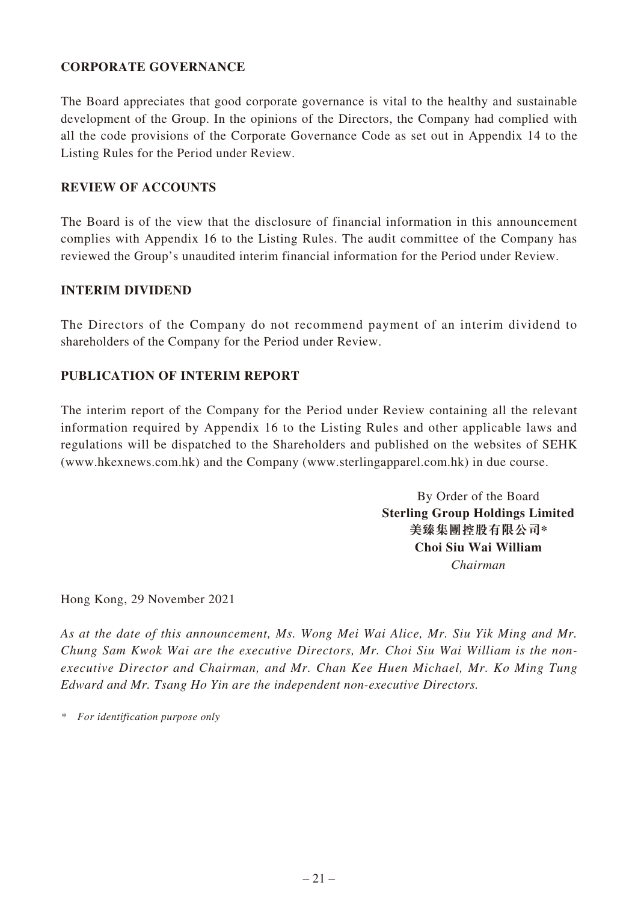## CORPORATE GOVERNANCE

The Board appreciates that good corporate governance is vital to the healthy and sustainable development of the Group. In the opinions of the Directors, the Company had complied with all the code provisions of the Corporate Governance Code as set out in Appendix 14 to the Listing Rules for the Period under Review.

## REVIEW OF ACCOUNTS

The Board is of the view that the disclosure of financial information in this announcement complies with Appendix 16 to the Listing Rules. The audit committee of the Company has reviewed the Group's unaudited interim financial information for the Period under Review.

## INTERIM DIVIDEND

The Directors of the Company do not recommend payment of an interim dividend to shareholders of the Company for the Period under Review.

## PUBLICATION OF INTERIM REPORT

The interim report of the Company for the Period under Review containing all the relevant information required by Appendix 16 to the Listing Rules and other applicable laws and regulations will be dispatched to the Shareholders and published on the websites of SEHK (www.hkexnews.com.hk) and the Company (www.sterlingapparel.com.hk) in due course.

By Order of the Board
**Sterling Group Holdings Limited**
**美臻集團控股有限公司***
**Choi Siu Wai William**
*Chairman*

Hong Kong, 29 November 2021

*As at the date of this announcement, Ms. Wong Mei Wai Alice, Mr. Siu Yik Ming and Mr. Chung Sam Kwok Wai are the executive Directors, Mr. Choi Siu Wai William is the non-executive Director and Chairman, and Mr. Chan Kee Huen Michael, Mr. Ko Ming Tung Edward and Mr. Tsang Ho Yin are the independent non-executive Directors.*

* *For identification purpose only*